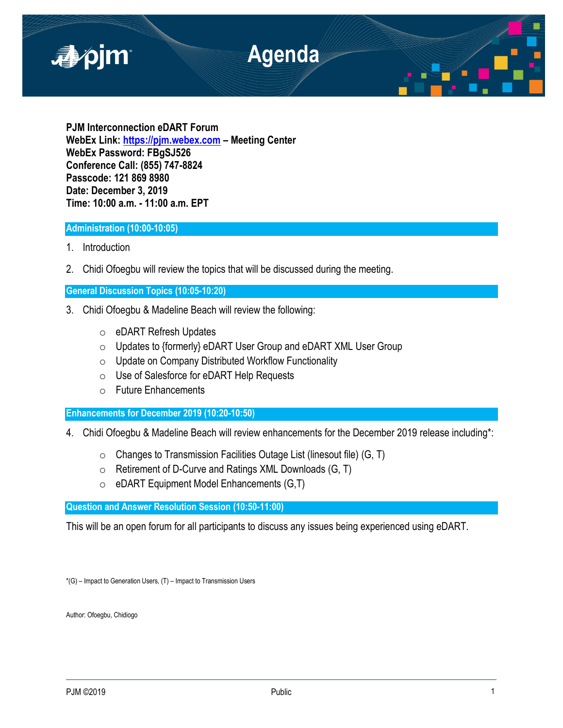# Agenda

**PJM Interconnection eDART Forum**
**WebEx Link: [https://pjm.webex.com](https://pjm.webex.com) – Meeting Center**
**WebEx Password: FBgSJ526**
**Conference Call: (855) 747-8824**
**Passcode: 121 869 8980**
**Date: December 3, 2019**
**Time: 10:00 a.m. - 11:00 a.m. EPT**

## Administration (10:00-10:05)

1. Introduction

2. Chidi Ofoegbu will review the topics that will be discussed during the meeting.

## General Discussion Topics (10:05-10:20)

3. Chidi Ofoegbu & Madeline Beach will review the following:

   - eDART Refresh Updates
   - Updates to {formerly} eDART User Group and eDART XML User Group
   - Update on Company Distributed Workflow Functionality
   - Use of Salesforce for eDART Help Requests
   - Future Enhancements

## Enhancements for December 2019 (10:20-10:50)

4. Chidi Ofoegbu & Madeline Beach will review enhancements for the December 2019 release including*:

   - Changes to Transmission Facilities Outage List (linesout file) (G, T)
   - Retirement of D-Curve and Ratings XML Downloads (G, T)
   - eDART Equipment Model Enhancements (G,T)

## Question and Answer Resolution Session (10:50-11:00)

This will be an open forum for all participants to discuss any issues being experienced using eDART.

*(G) – Impact to Generation Users, (T) – Impact to Transmission Users

Author: Ofoegbu, Chidiogo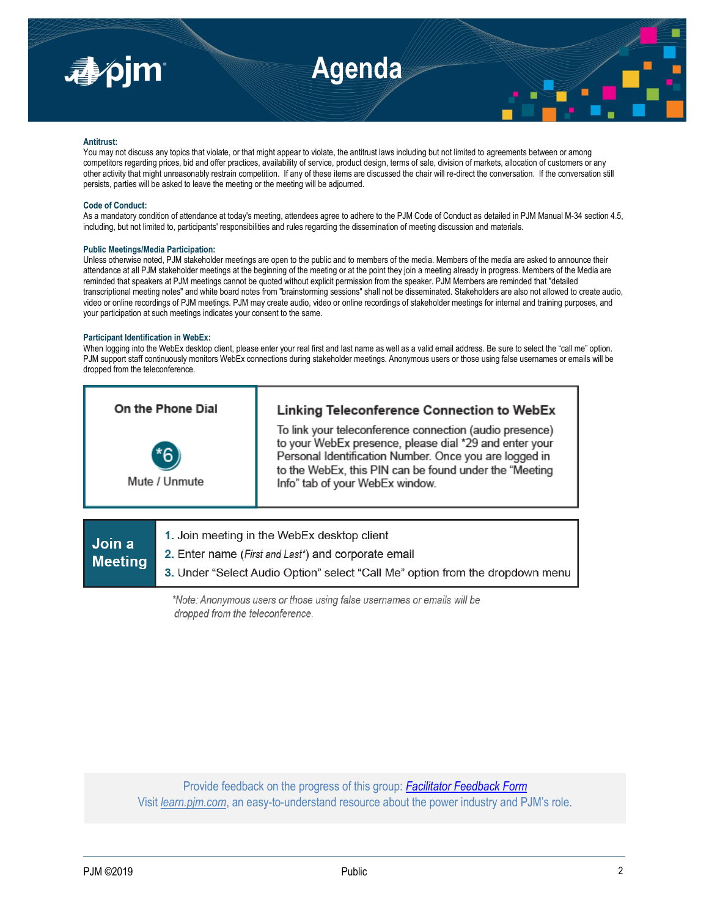# Agenda

**Antitrust:**
You may not discuss any topics that violate, or that might appear to violate, the antitrust laws including but not limited to agreements between or among competitors regarding prices, bid and offer practices, availability of service, product design, terms of sale, division of markets, allocation of customers or any other activity that might unreasonably restrain competition. If any of these items are discussed the chair will re-direct the conversation. If the conversation still persists, parties will be asked to leave the meeting or the meeting will be adjourned.

**Code of Conduct:**
As a mandatory condition of attendance at today's meeting, attendees agree to adhere to the PJM Code of Conduct as detailed in PJM Manual M-34 section 4.5, including, but not limited to, participants' responsibilities and rules regarding the dissemination of meeting discussion and materials.

**Public Meetings/Media Participation:**
Unless otherwise noted, PJM stakeholder meetings are open to the public and to members of the media. Members of the media are asked to announce their attendance at all PJM stakeholder meetings at the beginning of the meeting or at the point they join a meeting already in progress. Members of the Media are reminded that speakers at PJM meetings cannot be quoted without explicit permission from the speaker. PJM Members are reminded that "detailed transcriptional meeting notes" and white board notes from "brainstorming sessions" shall not be disseminated. Stakeholders are also not allowed to create audio, video or online recordings of PJM meetings. PJM may create audio, video or online recordings of stakeholder meetings for internal and training purposes, and your participation at such meetings indicates your consent to the same.

**Participant Identification in WebEx:**
When logging into the WebEx desktop client, please enter your real first and last name as well as a valid email address. Be sure to select the "call me" option. PJM support staff continuously monitors WebEx connections during stakeholder meetings. Anonymous users or those using false usernames or emails will be dropped from the teleconference.

| On the Phone Dial | Linking Teleconference Connection to WebEx |
|---|---|
| *6 Mute / Unmute | To link your teleconference connection (audio presence) to your WebEx presence, please dial *29 and enter your Personal Identification Number. Once you are logged in to the WebEx, this PIN can be found under the "Meeting Info" tab of your WebEx window. |

**Join a Meeting**

1. Join meeting in the WebEx desktop client
2. Enter name (*First and Last**) and corporate email
3. Under "Select Audio Option" select "Call Me" option from the dropdown menu

*\*Note: Anonymous users or those using false usernames or emails will be dropped from the teleconference.*

Provide feedback on the progress of this group: *Facilitator Feedback Form*
Visit *learn.pjm.com*, an easy-to-understand resource about the power industry and PJM's role.